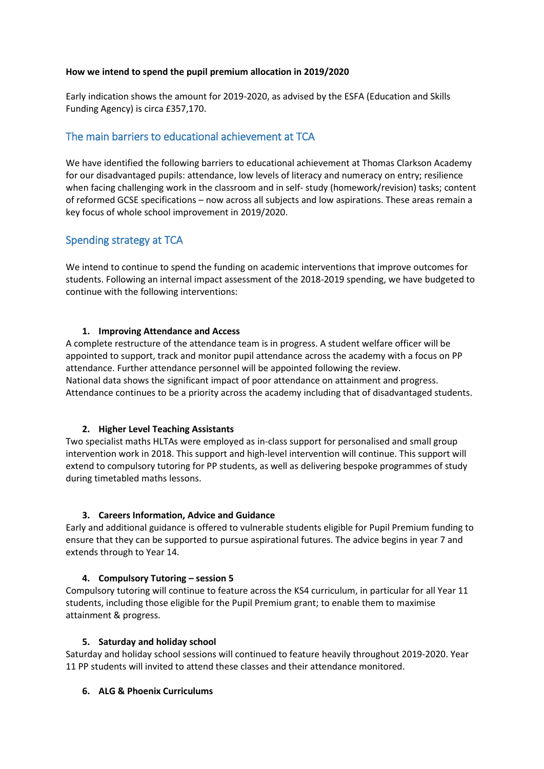**How we intend to spend the pupil premium allocation in 2019/2020**

Early indication shows the amount for 2019-2020, as advised by the ESFA (Education and Skills Funding Agency) is circa £357,170.

## The main barriers to educational achievement at TCA

We have identified the following barriers to educational achievement at Thomas Clarkson Academy for our disadvantaged pupils: attendance, low levels of literacy and numeracy on entry; resilience when facing challenging work in the classroom and in self- study (homework/revision) tasks; content of reformed GCSE specifications – now across all subjects and low aspirations. These areas remain a key focus of whole school improvement in 2019/2020.

## Spending strategy at TCA

We intend to continue to spend the funding on academic interventions that improve outcomes for students. Following an internal impact assessment of the 2018-2019 spending, we have budgeted to continue with the following interventions:

1. **Improving Attendance and Access**

A complete restructure of the attendance team is in progress. A student welfare officer will be appointed to support, track and monitor pupil attendance across the academy with a focus on PP attendance. Further attendance personnel will be appointed following the review.
National data shows the significant impact of poor attendance on attainment and progress. Attendance continues to be a priority across the academy including that of disadvantaged students.

2. **Higher Level Teaching Assistants**

Two specialist maths HLTAs were employed as in-class support for personalised and small group intervention work in 2018. This support and high-level intervention will continue. This support will extend to compulsory tutoring for PP students, as well as delivering bespoke programmes of study during timetabled maths lessons.

3. **Careers Information, Advice and Guidance**

Early and additional guidance is offered to vulnerable students eligible for Pupil Premium funding to ensure that they can be supported to pursue aspirational futures. The advice begins in year 7 and extends through to Year 14.

4. **Compulsory Tutoring – session 5**

Compulsory tutoring will continue to feature across the KS4 curriculum, in particular for all Year 11 students, including those eligible for the Pupil Premium grant; to enable them to maximise attainment & progress.

5. **Saturday and holiday school**

Saturday and holiday school sessions will continued to feature heavily throughout 2019-2020. Year 11 PP students will invited to attend these classes and their attendance monitored.

6. **ALG & Phoenix Curriculums**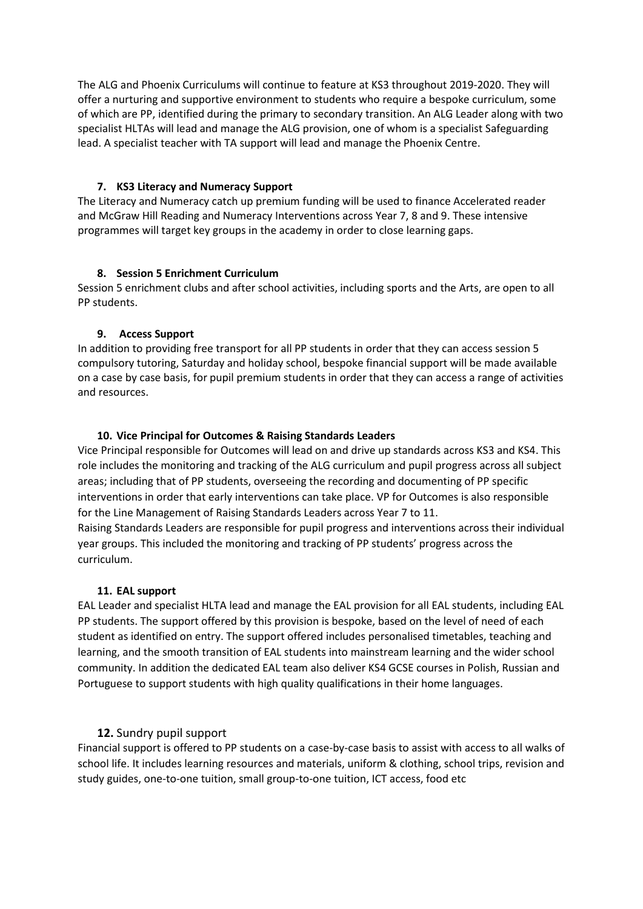The ALG and Phoenix Curriculums will continue to feature at KS3 throughout 2019-2020. They will offer a nurturing and supportive environment to students who require a bespoke curriculum, some of which are PP, identified during the primary to secondary transition. An ALG Leader along with two specialist HLTAs will lead and manage the ALG provision, one of whom is a specialist Safeguarding lead. A specialist teacher with TA support will lead and manage the Phoenix Centre.

**7. KS3 Literacy and Numeracy Support**

The Literacy and Numeracy catch up premium funding will be used to finance Accelerated reader and McGraw Hill Reading and Numeracy Interventions across Year 7, 8 and 9. These intensive programmes will target key groups in the academy in order to close learning gaps.

**8. Session 5 Enrichment Curriculum**

Session 5 enrichment clubs and after school activities, including sports and the Arts, are open to all PP students.

**9. Access Support**

In addition to providing free transport for all PP students in order that they can access session 5 compulsory tutoring, Saturday and holiday school, bespoke financial support will be made available on a case by case basis, for pupil premium students in order that they can access a range of activities and resources.

**10. Vice Principal for Outcomes & Raising Standards Leaders**

Vice Principal responsible for Outcomes will lead on and drive up standards across KS3 and KS4. This role includes the monitoring and tracking of the ALG curriculum and pupil progress across all subject areas; including that of PP students, overseeing the recording and documenting of PP specific interventions in order that early interventions can take place. VP for Outcomes is also responsible for the Line Management of Raising Standards Leaders across Year 7 to 11.

Raising Standards Leaders are responsible for pupil progress and interventions across their individual year groups. This included the monitoring and tracking of PP students' progress across the curriculum.

**11. EAL support**

EAL Leader and specialist HLTA lead and manage the EAL provision for all EAL students, including EAL PP students. The support offered by this provision is bespoke, based on the level of need of each student as identified on entry. The support offered includes personalised timetables, teaching and learning, and the smooth transition of EAL students into mainstream learning and the wider school community. In addition the dedicated EAL team also deliver KS4 GCSE courses in Polish, Russian and Portuguese to support students with high quality qualifications in their home languages.

**12.** Sundry pupil support

Financial support is offered to PP students on a case-by-case basis to assist with access to all walks of school life. It includes learning resources and materials, uniform & clothing, school trips, revision and study guides, one-to-one tuition, small group-to-one tuition, ICT access, food etc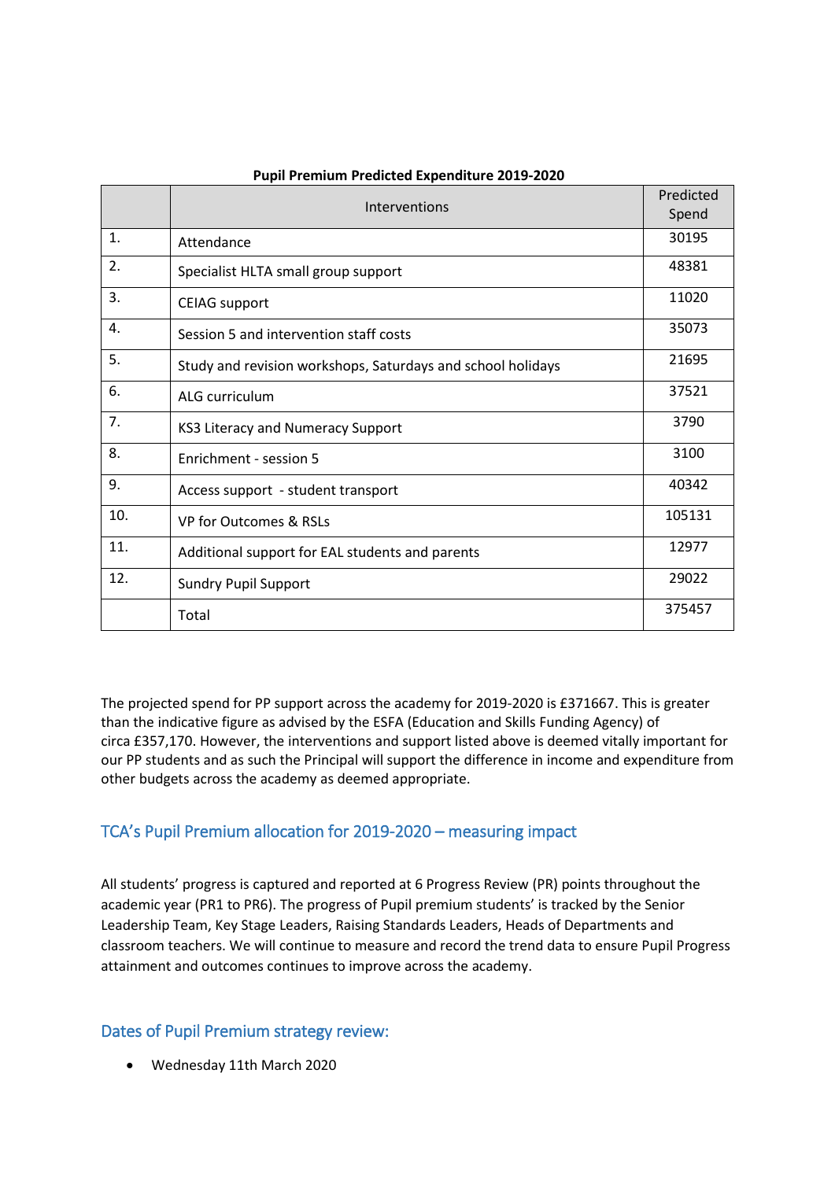**Pupil Premium Predicted Expenditure 2019-2020**

| | Interventions | Predicted Spend |
|---|---|---|
| 1. | Attendance | 30195 |
| 2. | Specialist HLTA small group support | 48381 |
| 3. | CEIAG support | 11020 |
| 4. | Session 5 and intervention staff costs | 35073 |
| 5. | Study and revision workshops, Saturdays and school holidays | 21695 |
| 6. | ALG curriculum | 37521 |
| 7. | KS3 Literacy and Numeracy Support | 3790 |
| 8. | Enrichment - session 5 | 3100 |
| 9. | Access support - student transport | 40342 |
| 10. | VP for Outcomes & RSLs | 105131 |
| 11. | Additional support for EAL students and parents | 12977 |
| 12. | Sundry Pupil Support | 29022 |
| | Total | 375457 |

The projected spend for PP support across the academy for 2019-2020 is £371667. This is greater than the indicative figure as advised by the ESFA (Education and Skills Funding Agency) of circa £357,170. However, the interventions and support listed above is deemed vitally important for our PP students and as such the Principal will support the difference in income and expenditure from other budgets across the academy as deemed appropriate.

## TCA's Pupil Premium allocation for 2019-2020 – measuring impact

All students' progress is captured and reported at 6 Progress Review (PR) points throughout the academic year (PR1 to PR6). The progress of Pupil premium students' is tracked by the Senior Leadership Team, Key Stage Leaders, Raising Standards Leaders, Heads of Departments and classroom teachers. We will continue to measure and record the trend data to ensure Pupil Progress attainment and outcomes continues to improve across the academy.

## Dates of Pupil Premium strategy review:

- Wednesday 11th March 2020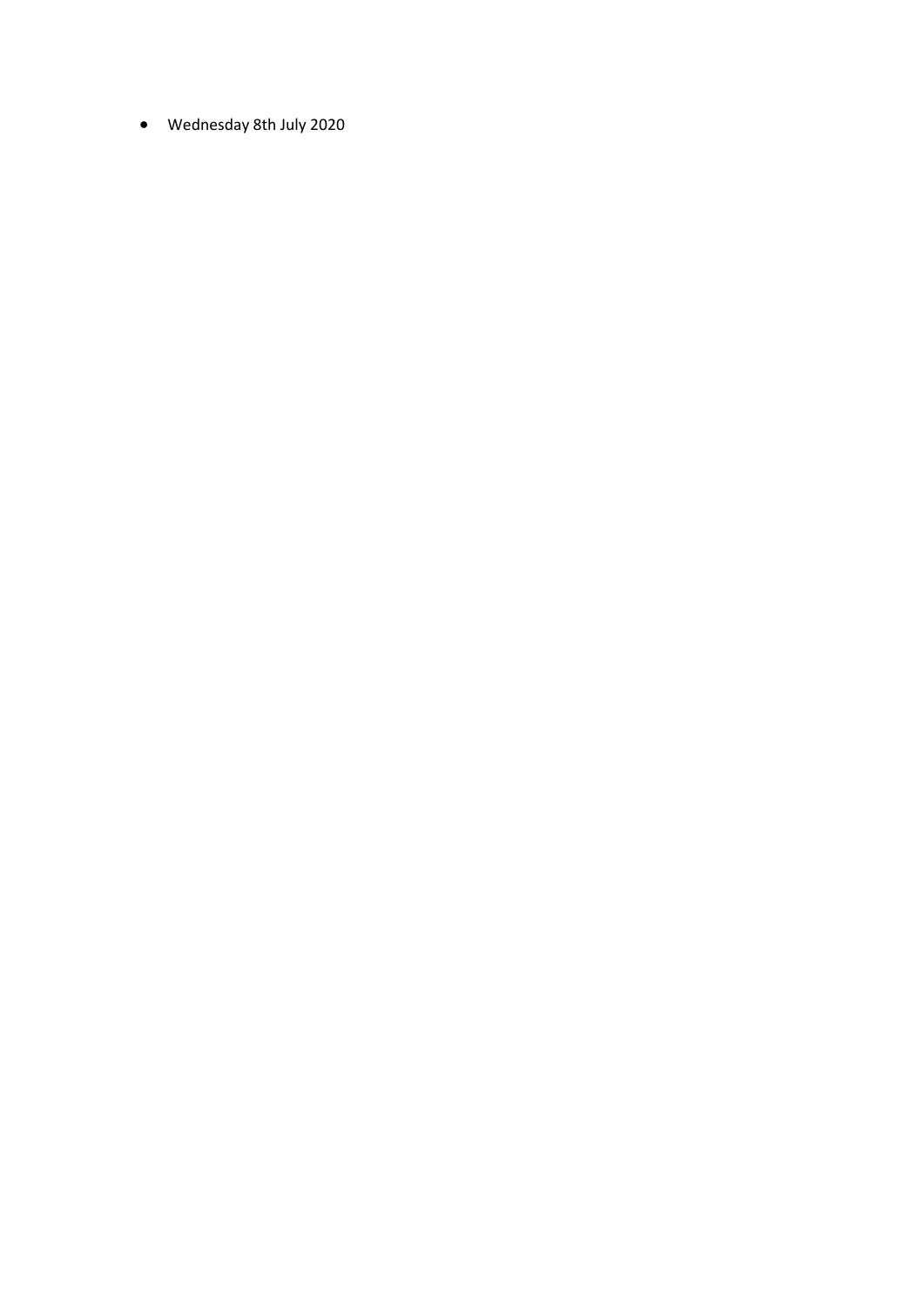- Wednesday 8th July 2020